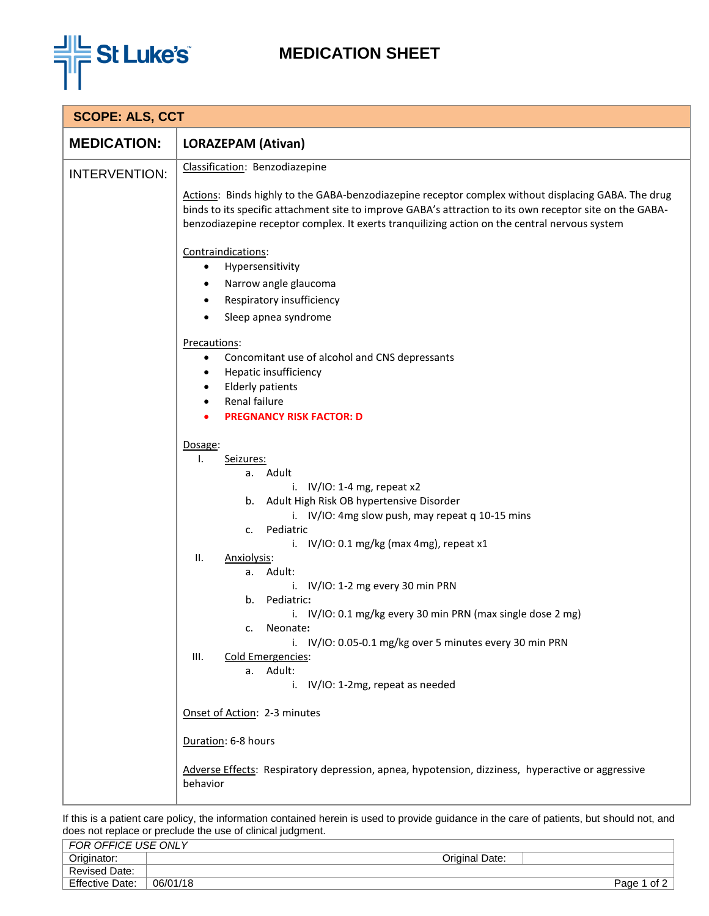# MEDICATION SHEET

**SCOPE: ALS, CCT**

| **MEDICATION:** | **LORAZEPAM (Ativan)** |
|---|---|

**INTERVENTION:**

Classification: Benzodiazepine

Actions: Binds highly to the GABA-benzodiazepine receptor complex without displacing GABA. The drug binds to its specific attachment site to improve GABA's attraction to its own receptor site on the GABA-benzodiazepine receptor complex. It exerts tranquilizing action on the central nervous system

Contraindications:

- Hypersensitivity
- Narrow angle glaucoma
- Respiratory insufficiency
- Sleep apnea syndrome

Precautions:

- Concomitant use of alcohol and CNS depressants
- Hepatic insufficiency
- Elderly patients
- Renal failure
- **PREGNANCY RISK FACTOR: D**

Dosage:

I. Seizures:
   a. Adult
      i. IV/IO: 1-4 mg, repeat x2
   b. Adult High Risk OB hypertensive Disorder
      i. IV/IO: 4mg slow push, may repeat q 10-15 mins
   c. Pediatric
      i. IV/IO: 0.1 mg/kg (max 4mg), repeat x1

II. Anxiolysis:
   a. Adult:
      i. IV/IO: 1-2 mg every 30 min PRN
   b. Pediatric:
      i. IV/IO: 0.1 mg/kg every 30 min PRN (max single dose 2 mg)
   c. Neonate:
      i. IV/IO: 0.05-0.1 mg/kg over 5 minutes every 30 min PRN

III. Cold Emergencies:
   a. Adult:
      i. IV/IO: 1-2mg, repeat as needed

Onset of Action: 2-3 minutes

Duration: 6-8 hours

Adverse Effects: Respiratory depression, apnea, hypotension, dizziness, hyperactive or aggressive behavior

If this is a patient care policy, the information contained herein is used to provide guidance in the care of patients, but should not, and does not replace or preclude the use of clinical judgment.

| *FOR OFFICE USE ONLY* | | | |
|---|---|---|---|
| Originator: | | Original Date: | |
| Revised Date: | | | |
| Effective Date: | 06/01/18 | | |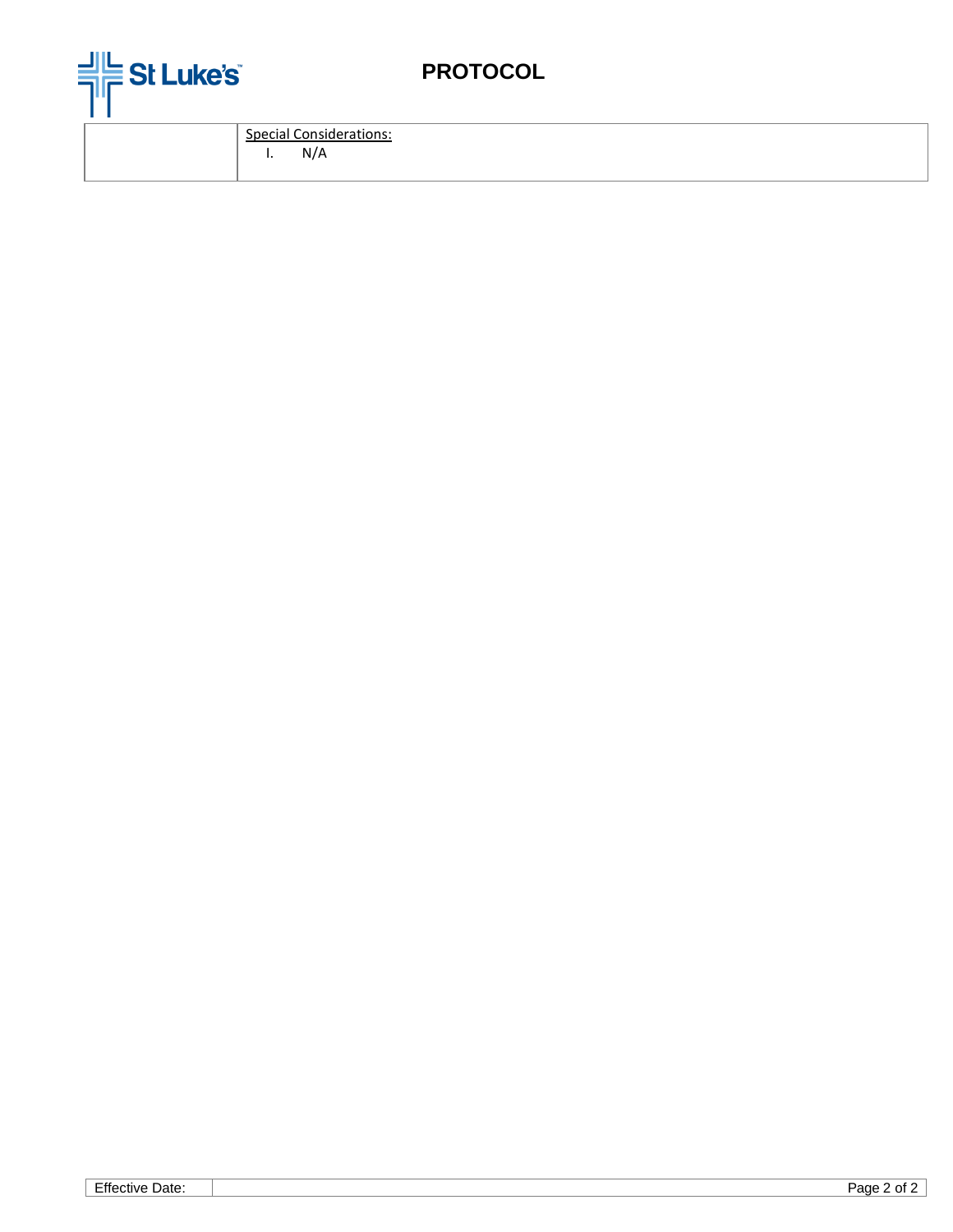| | |
|---|---|
| | Special Considerations:<br>I. N/A |